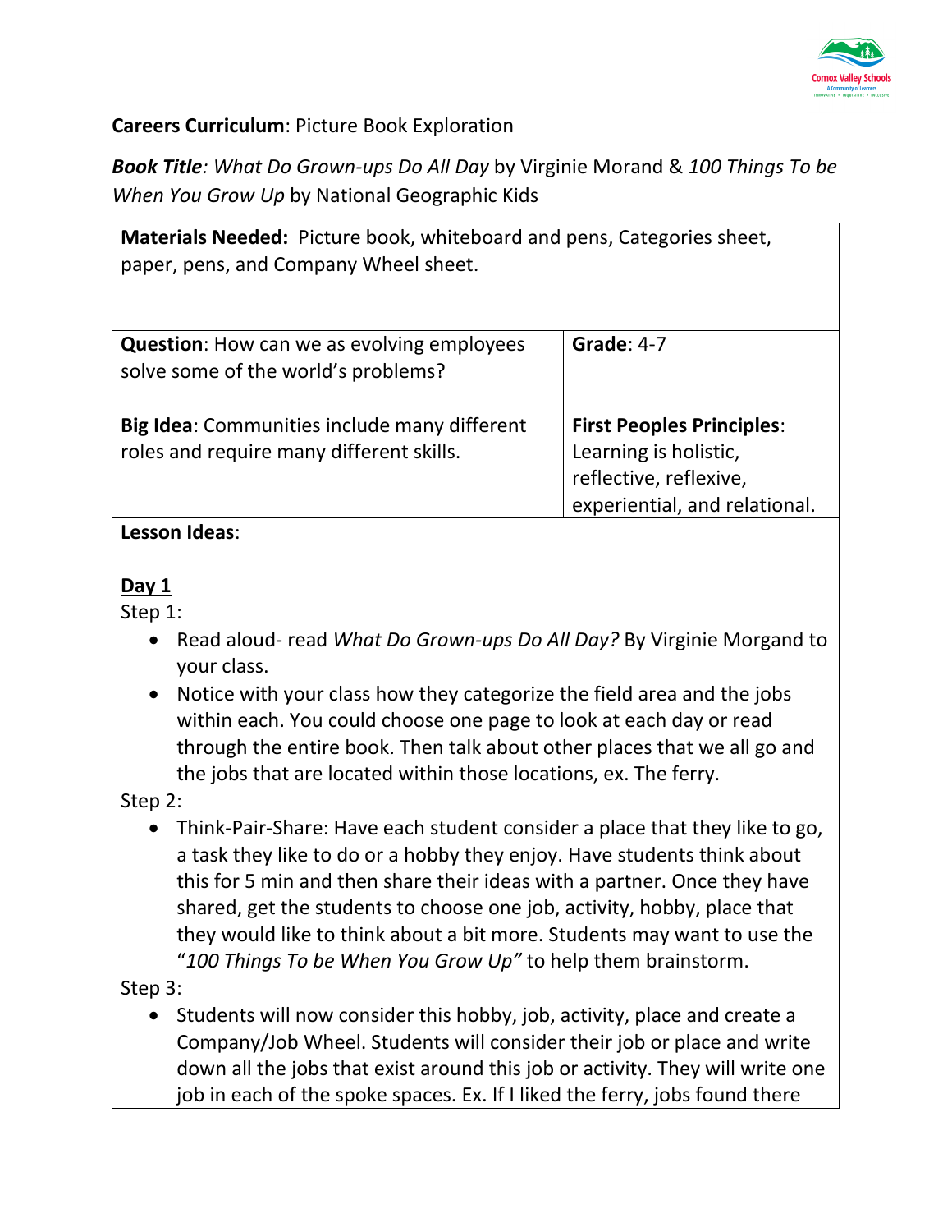**Careers Curriculum**: Picture Book Exploration

***Book Title**: What Do Grown-ups Do All Day* by Virginie Morand & *100 Things To be When You Grow Up* by National Geographic Kids

| **Materials Needed:** Picture book, whiteboard and pens, Categories sheet, paper, pens, and Company Wheel sheet. | |
|---|---|
| **Question**: How can we as evolving employees solve some of the world's problems? | **Grade**: 4-7 |
| **Big Idea**: Communities include many different roles and require many different skills. | **First Peoples Principles**: Learning is holistic, reflective, reflexive, experiential, and relational. |

**Lesson Ideas**:

**Day 1**

Step 1:

- Read aloud- read *What Do Grown-ups Do All Day?* By Virginie Morgand to your class.
- Notice with your class how they categorize the field area and the jobs within each. You could choose one page to look at each day or read through the entire book. Then talk about other places that we all go and the jobs that are located within those locations, ex. The ferry.

Step 2:

- Think-Pair-Share: Have each student consider a place that they like to go, a task they like to do or a hobby they enjoy. Have students think about this for 5 min and then share their ideas with a partner. Once they have shared, get the students to choose one job, activity, hobby, place that they would like to think about a bit more. Students may want to use the "*100 Things To be When You Grow Up"* to help them brainstorm.

Step 3:

- Students will now consider this hobby, job, activity, place and create a Company/Job Wheel. Students will consider their job or place and write down all the jobs that exist around this job or activity. They will write one job in each of the spoke spaces. Ex. If I liked the ferry, jobs found there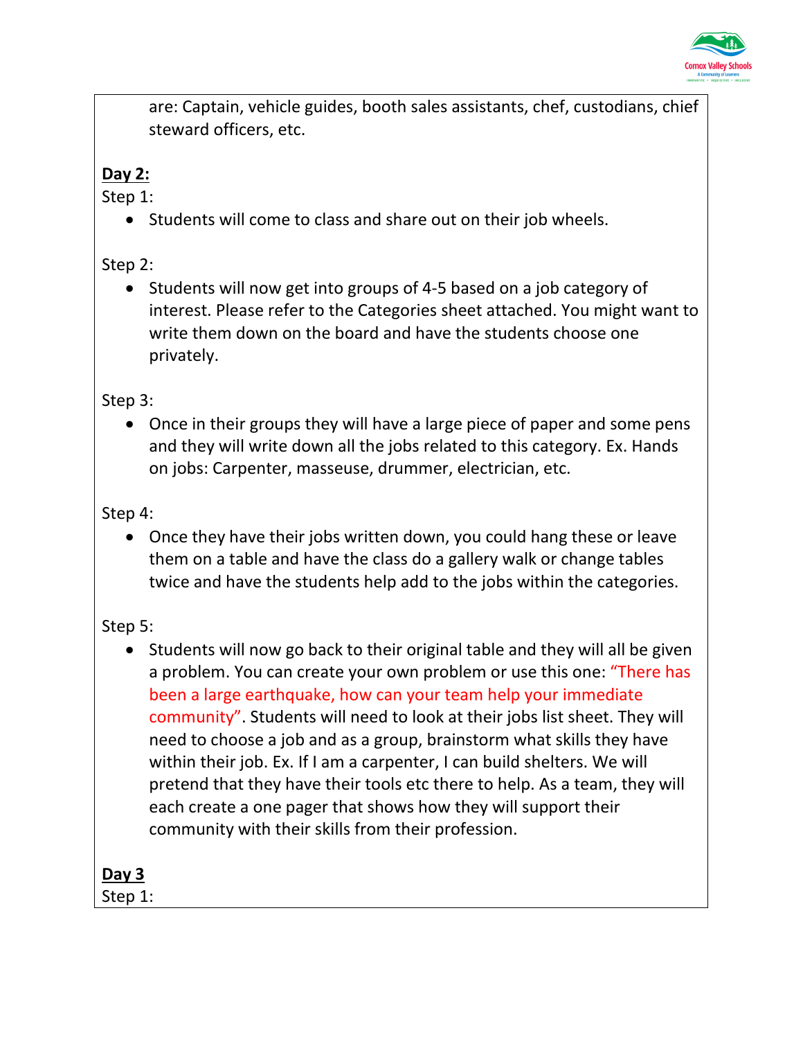are: Captain, vehicle guides, booth sales assistants, chef, custodians, chief steward officers, etc.

**Day 2:**

Step 1:

- Students will come to class and share out on their job wheels.

Step 2:

- Students will now get into groups of 4-5 based on a job category of interest. Please refer to the Categories sheet attached. You might want to write them down on the board and have the students choose one privately.

Step 3:

- Once in their groups they will have a large piece of paper and some pens and they will write down all the jobs related to this category. Ex. Hands on jobs: Carpenter, masseuse, drummer, electrician, etc.

Step 4:

- Once they have their jobs written down, you could hang these or leave them on a table and have the class do a gallery walk or change tables twice and have the students help add to the jobs within the categories.

Step 5:

- Students will now go back to their original table and they will all be given a problem. You can create your own problem or use this one: "There has been a large earthquake, how can your team help your immediate community". Students will need to look at their jobs list sheet. They will need to choose a job and as a group, brainstorm what skills they have within their job. Ex. If I am a carpenter, I can build shelters. We will pretend that they have their tools etc there to help. As a team, they will each create a one pager that shows how they will support their community with their skills from their profession.

**Day 3**

Step 1: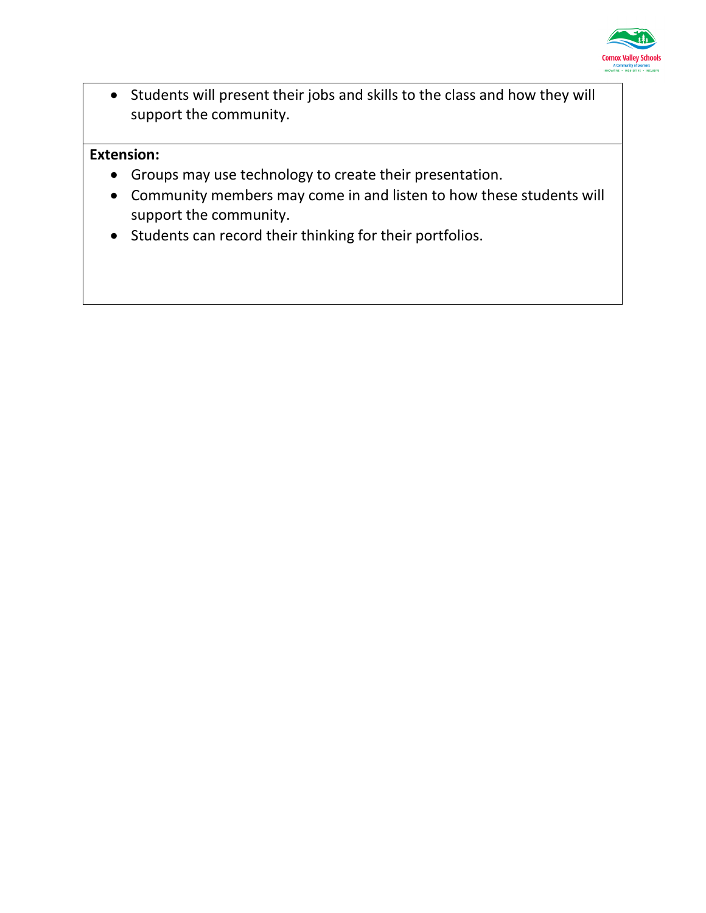- Students will present their jobs and skills to the class and how they will support the community.

**Extension:**

- Groups may use technology to create their presentation.
- Community members may come in and listen to how these students will support the community.
- Students can record their thinking for their portfolios.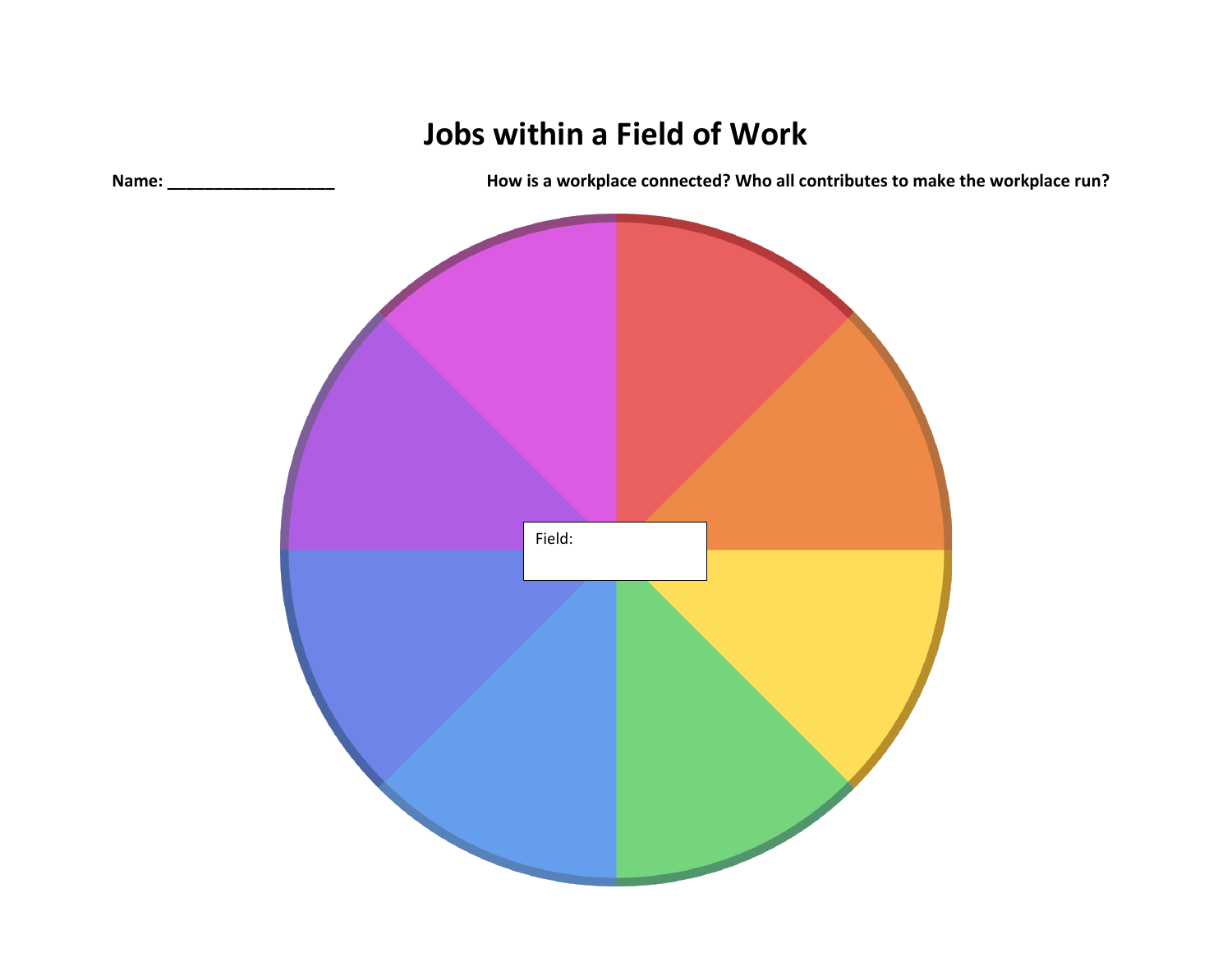# Jobs within a Field of Work

**Name: ___________________**

**How is a workplace connected? Who all contributes to make the workplace run?**

Field: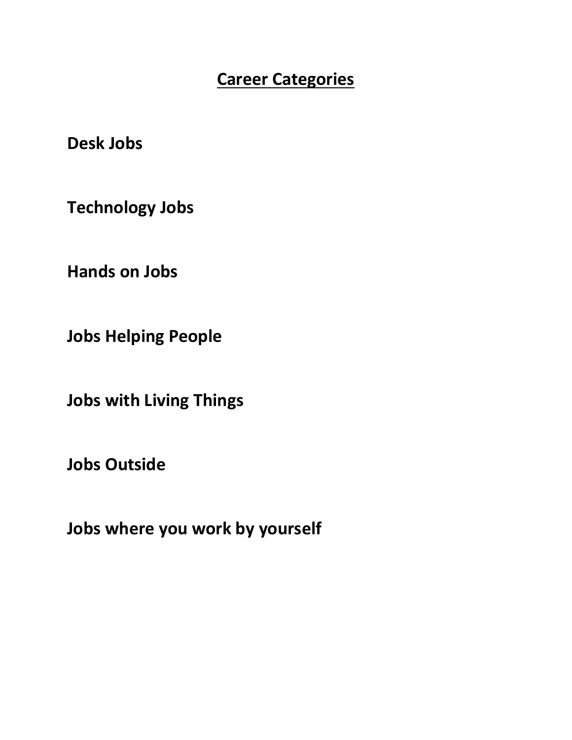# Career Categories

**Desk Jobs**

**Technology Jobs**

**Hands on Jobs**

**Jobs Helping People**

**Jobs with Living Things**

**Jobs Outside**

**Jobs where you work by yourself**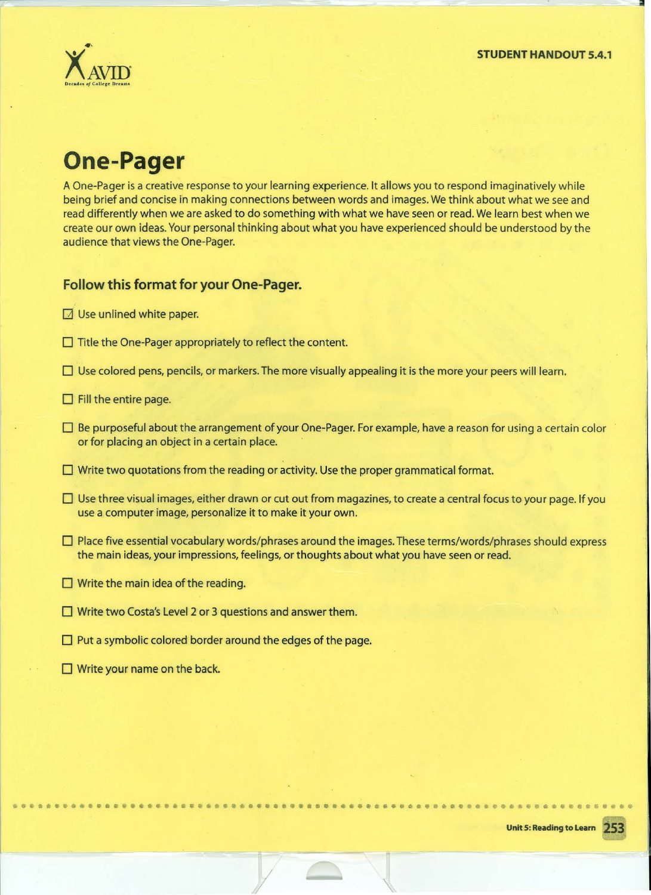**STUDENT HANDOUT 5.4.1**

# One-Pager

A One-Pager is a creative response to your learning experience. It allows you to respond imaginatively while being brief and concise in making connections between words and images. We think about what we see and read differently when we are asked to do something with what we have seen or read. We learn best when we create our own ideas. Your personal thinking about what you have experienced should be understood by the audience that views the One-Pager.

## Follow this format for your One-Pager.

- [x] Use unlined white paper.
- [ ] Title the One-Pager appropriately to reflect the content.
- [ ] Use colored pens, pencils, or markers. The more visually appealing it is the more your peers will learn.
- [ ] Fill the entire page.
- [ ] Be purposeful about the arrangement of your One-Pager. For example, have a reason for using a certain color or for placing an object in a certain place.
- [ ] Write two quotations from the reading or activity. Use the proper grammatical format.
- [ ] Use three visual images, either drawn or cut out from magazines, to create a central focus to your page. If you use a computer image, personalize it to make it your own.
- [ ] Place five essential vocabulary words/phrases around the images. These terms/words/phrases should express the main ideas, your impressions, feelings, or thoughts about what you have seen or read.
- [ ] Write the main idea of the reading.
- [ ] Write two Costa's Level 2 or 3 questions and answer them.
- [ ] Put a symbolic colored border around the edges of the page.
- [ ] Write your name on the back.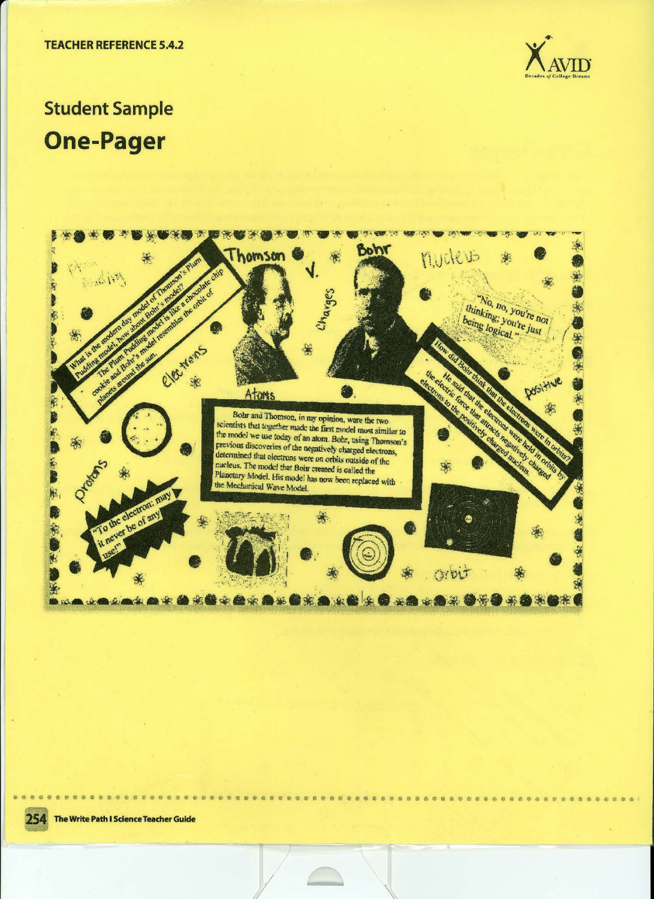## Student Sample

# One-Pager

Thomson V. Bohr

nucleus

Plum Pudding

What is the modern day model of Thomson's Plum Pudding model, how about Bohr's model? The Plum Pudding model is like a chocolate chip cookie and Bohr's model resembles the orbit of planets around the sun.

charges

"No, no, you're not thinking; you're just being logical."

electrons

How did Bohr think that the electrons were in orbits? He said that the electrons were held in orbits by the electric force that attracts negatively charged electrons to the positively charged nucleus.

positive

Atoms

Bohr and Thomson, in my opinion, were the two scientists that together made the first model most similar to the model we use today of an atom. Bohr, using Thomson's previous discoveries of the negatively charged electrons, determined that electrons were on orbits outside of the nucleus. The model that Bohr created is called the Planetary Model. His model has now been replaced with the Mechanical Wave Model.

protons

"To the electron: may it never be of any use!"

orbit